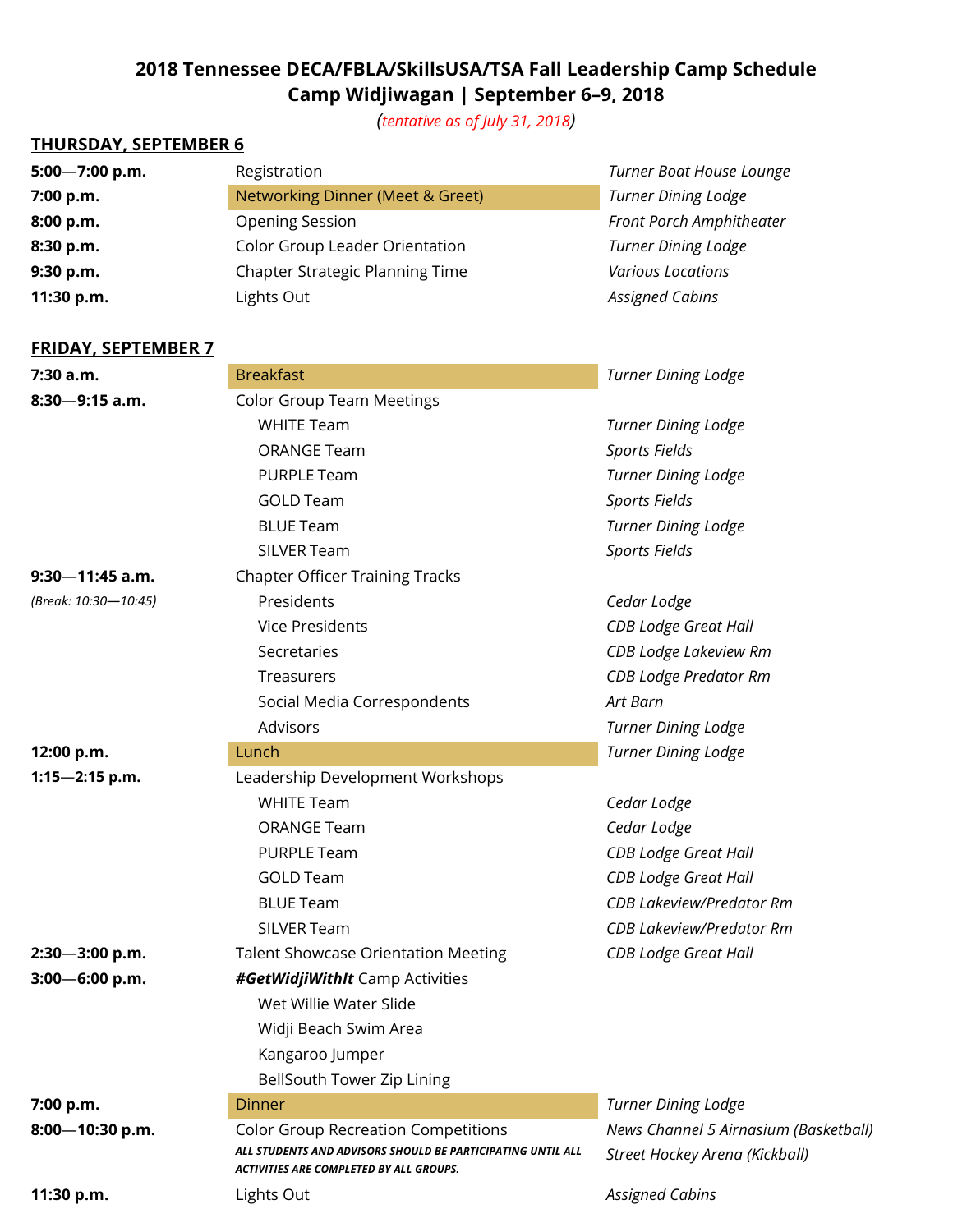# 2018 Tennessee DECA/FBLA/SkillsUSA/TSA Fall Leadership Camp Schedule
## Camp Widjiwagan | September 6–9, 2018

*(tentative as of July 31, 2018)*

### THURSDAY, SEPTEMBER 6

| Time | Activity | Location |
|---|---|---|
| **5:00—7:00 p.m.** | Registration | *Turner Boat House Lounge* |
| **7:00 p.m.** | Networking Dinner (Meet & Greet) | *Turner Dining Lodge* |
| **8:00 p.m.** | Opening Session | *Front Porch Amphitheater* |
| **8:30 p.m.** | Color Group Leader Orientation | *Turner Dining Lodge* |
| **9:30 p.m.** | Chapter Strategic Planning Time | *Various Locations* |
| **11:30 p.m.** | Lights Out | *Assigned Cabins* |

### FRIDAY, SEPTEMBER 7

| Time | Activity | Location |
|---|---|---|
| **7:30 a.m.** | Breakfast | *Turner Dining Lodge* |
| **8:30—9:15 a.m.** | Color Group Team Meetings | |
| | WHITE Team | *Turner Dining Lodge* |
| | ORANGE Team | *Sports Fields* |
| | PURPLE Team | *Turner Dining Lodge* |
| | GOLD Team | *Sports Fields* |
| | BLUE Team | *Turner Dining Lodge* |
| | SILVER Team | *Sports Fields* |
| **9:30—11:45 a.m.** | Chapter Officer Training Tracks | |
| *(Break: 10:30—10:45)* | Presidents | *Cedar Lodge* |
| | Vice Presidents | *CDB Lodge Great Hall* |
| | Secretaries | *CDB Lodge Lakeview Rm* |
| | Treasurers | *CDB Lodge Predator Rm* |
| | Social Media Correspondents | *Art Barn* |
| | Advisors | *Turner Dining Lodge* |
| **12:00 p.m.** | Lunch | *Turner Dining Lodge* |
| **1:15—2:15 p.m.** | Leadership Development Workshops | |
| | WHITE Team | *Cedar Lodge* |
| | ORANGE Team | *Cedar Lodge* |
| | PURPLE Team | *CDB Lodge Great Hall* |
| | GOLD Team | *CDB Lodge Great Hall* |
| | BLUE Team | *CDB Lakeview/Predator Rm* |
| | SILVER Team | *CDB Lakeview/Predator Rm* |
| **2:30—3:00 p.m.** | Talent Showcase Orientation Meeting | *CDB Lodge Great Hall* |
| **3:00—6:00 p.m.** | ***#GetWidjiWithIt*** Camp Activities | |
| | Wet Willie Water Slide | |
| | Widji Beach Swim Area | |
| | Kangaroo Jumper | |
| | BellSouth Tower Zip Lining | |
| **7:00 p.m.** | Dinner | *Turner Dining Lodge* |
| **8:00—10:30 p.m.** | Color Group Recreation Competitions<br>***ALL STUDENTS AND ADVISORS SHOULD BE PARTICIPATING UNTIL ALL ACTIVITIES ARE COMPLETED BY ALL GROUPS.*** | *News Channel 5 Airnasium (Basketball)*<br>*Street Hockey Arena (Kickball)* |
| **11:30 p.m.** | Lights Out | *Assigned Cabins* |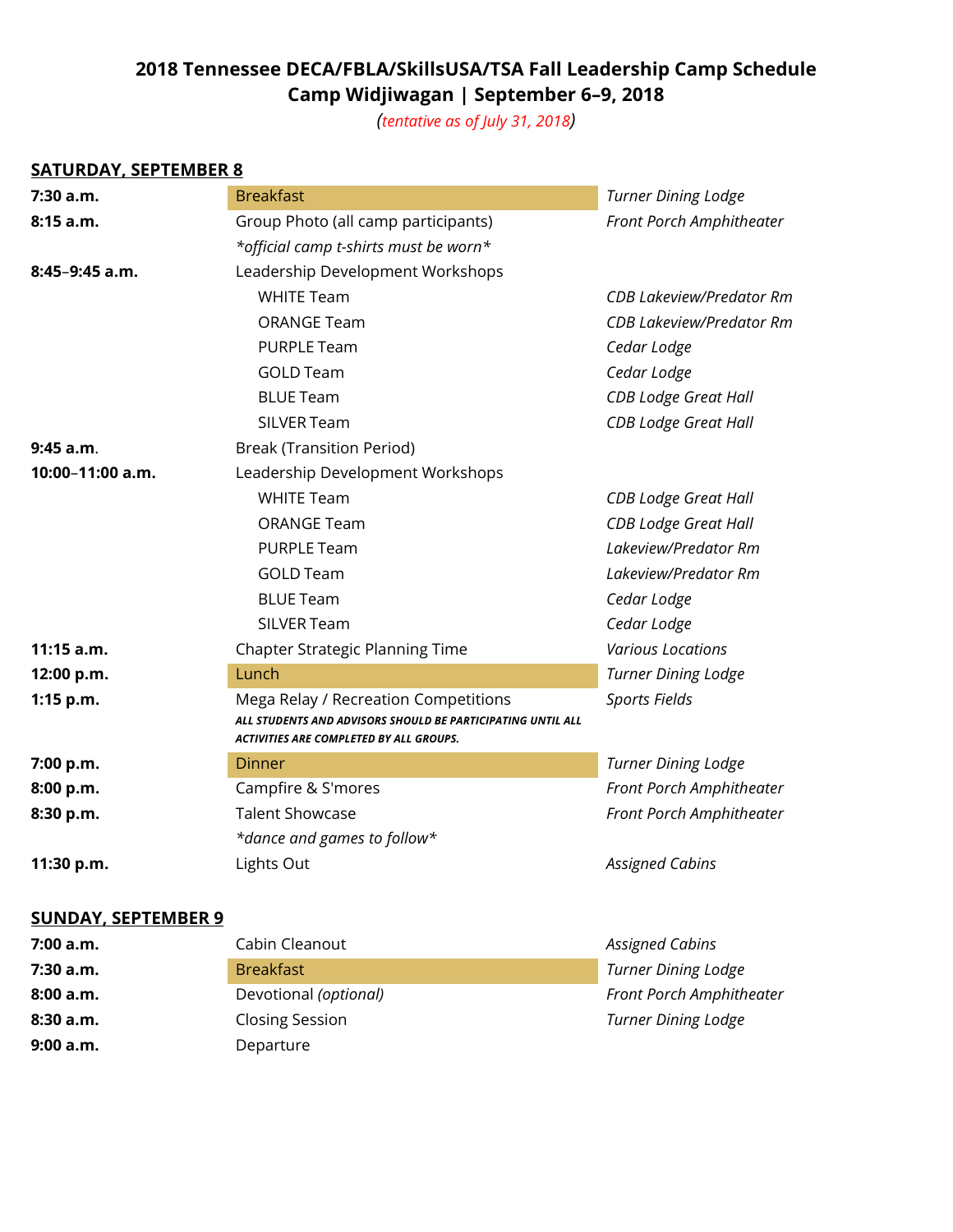**2018 Tennessee DECA/FBLA/SkillsUSA/TSA Fall Leadership Camp Schedule**
**Camp Widjiwagan | September 6–9, 2018**

*(tentative as of July 31, 2018)*

**SATURDAY, SEPTEMBER 8**

| | | |
|---|---|---|
| **7:30 a.m.** | Breakfast | *Turner Dining Lodge* |
| **8:15 a.m.** | Group Photo (all camp participants) | *Front Porch Amphitheater* |
| | *\*official camp t-shirts must be worn\** | |
| **8:45–9:45 a.m.** | Leadership Development Workshops | |
| | WHITE Team | *CDB Lakeview/Predator Rm* |
| | ORANGE Team | *CDB Lakeview/Predator Rm* |
| | PURPLE Team | *Cedar Lodge* |
| | GOLD Team | *Cedar Lodge* |
| | BLUE Team | *CDB Lodge Great Hall* |
| | SILVER Team | *CDB Lodge Great Hall* |
| **9:45 a.m.** | Break (Transition Period) | |
| **10:00–11:00 a.m.** | Leadership Development Workshops | |
| | WHITE Team | *CDB Lodge Great Hall* |
| | ORANGE Team | *CDB Lodge Great Hall* |
| | PURPLE Team | *Lakeview/Predator Rm* |
| | GOLD Team | *Lakeview/Predator Rm* |
| | BLUE Team | *Cedar Lodge* |
| | SILVER Team | *Cedar Lodge* |
| **11:15 a.m.** | Chapter Strategic Planning Time | *Various Locations* |
| **12:00 p.m.** | Lunch | *Turner Dining Lodge* |
| **1:15 p.m.** | Mega Relay / Recreation Competitions | *Sports Fields* |
| | ***ALL STUDENTS AND ADVISORS SHOULD BE PARTICIPATING UNTIL ALL ACTIVITIES ARE COMPLETED BY ALL GROUPS.*** | |
| **7:00 p.m.** | Dinner | *Turner Dining Lodge* |
| **8:00 p.m.** | Campfire & S'mores | *Front Porch Amphitheater* |
| **8:30 p.m.** | Talent Showcase | *Front Porch Amphitheater* |
| | *\*dance and games to follow\** | |
| **11:30 p.m.** | Lights Out | *Assigned Cabins* |

**SUNDAY, SEPTEMBER 9**

| | | |
|---|---|---|
| **7:00 a.m.** | Cabin Cleanout | *Assigned Cabins* |
| **7:30 a.m.** | Breakfast | *Turner Dining Lodge* |
| **8:00 a.m.** | Devotional *(optional)* | *Front Porch Amphitheater* |
| **8:30 a.m.** | Closing Session | *Turner Dining Lodge* |
| **9:00 a.m.** | Departure | |